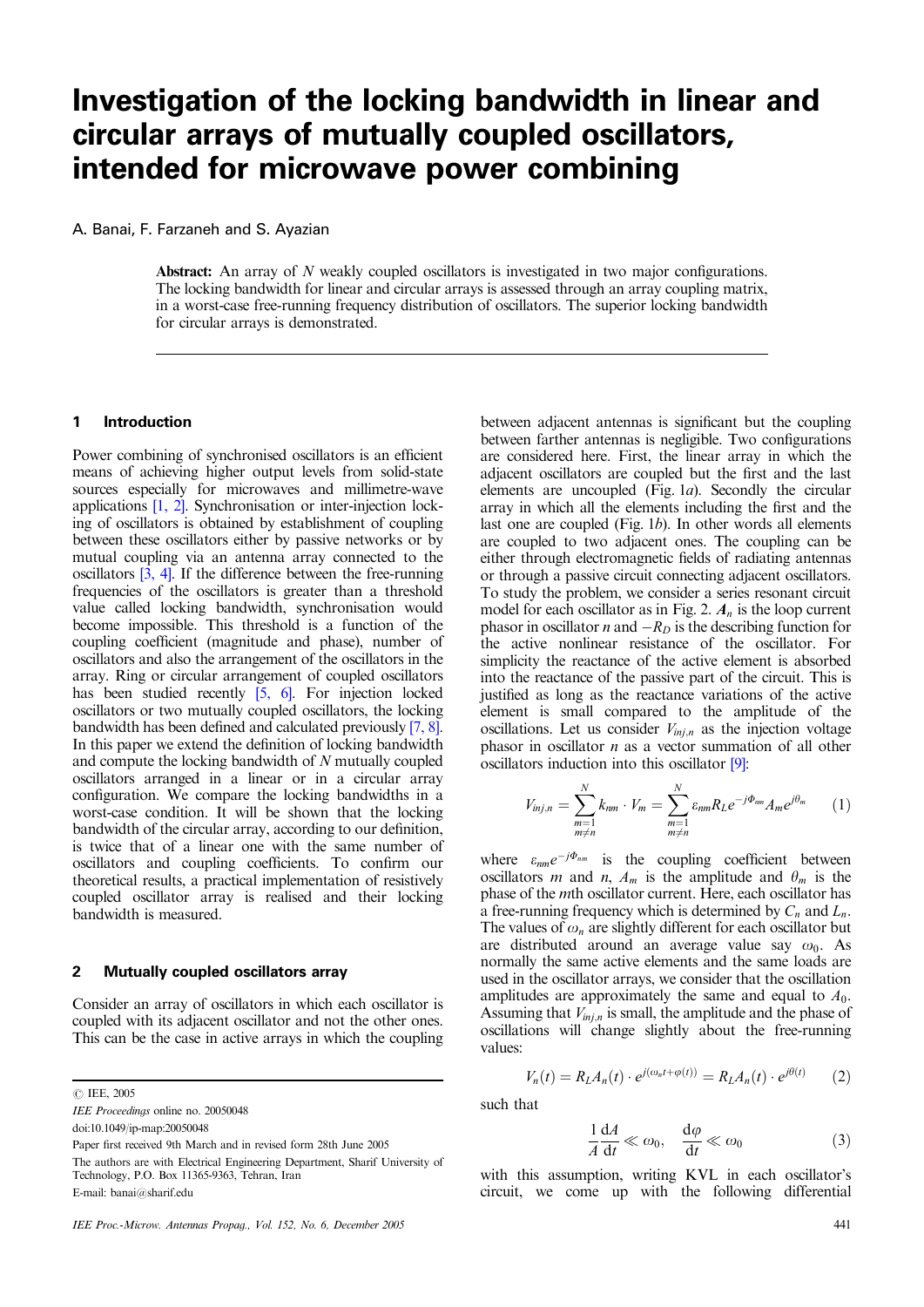# Investigation of the locking bandwidth in linear and circular arrays of mutually coupled oscillators, intended for microwave power combining

A. Banai, F. Farzaneh and S. Ayazian

**Abstract:** An array of $N$ weakly coupled oscillators is investigated in two major configurations. The locking bandwidth for linear and circular arrays is assessed through an array coupling matrix, in a worst-case free-running frequency distribution of oscillators. The superior locking bandwidth for circular arrays is demonstrated.

## 1 Introduction

Power combining of synchronised oscillators is an efficient means of achieving higher output levels from solid-state sources especially for microwaves and millimetre-wave applications [1, 2]. Synchronisation or inter-injection locking of oscillators is obtained by establishment of coupling between these oscillators either by passive networks or by mutual coupling via an antenna array connected to the oscillators [3, 4]. If the difference between the free-running frequencies of the oscillators is greater than a threshold value called locking bandwidth, synchronisation would become impossible. This threshold is a function of the coupling coefficient (magnitude and phase), number of oscillators and also the arrangement of the oscillators in the array. Ring or circular arrangement of coupled oscillators has been studied recently [5, 6]. For injection locked oscillators or two mutually coupled oscillators, the locking bandwidth has been defined and calculated previously [7, 8]. In this paper we extend the definition of locking bandwidth and compute the locking bandwidth of $N$ mutually coupled oscillators arranged in a linear or in a circular array configuration. We compare the locking bandwidths in a worst-case condition. It will be shown that the locking bandwidth of the circular array, according to our definition, is twice that of a linear one with the same number of oscillators and coupling coefficients. To confirm our theoretical results, a practical implementation of resistively coupled oscillator array is realised and their locking bandwidth is measured.

## 2 Mutually coupled oscillators array

Consider an array of oscillators in which each oscillator is coupled with its adjacent oscillator and not the other ones. This can be the case in active arrays in which the coupling between adjacent antennas is significant but the coupling between farther antennas is negligible. Two configurations are considered here. First, the linear array in which the adjacent oscillators are coupled but the first and the last elements are uncoupled (Fig. 1*a*). Secondly the circular array in which all the elements including the first and the last one are coupled (Fig. 1*b*). In other words all elements are coupled to two adjacent ones. The coupling can be either through electromagnetic fields of radiating antennas or through a passive circuit connecting adjacent oscillators. To study the problem, we consider a series resonant circuit model for each oscillator as in Fig. 2. $\boldsymbol{A}_n$ is the loop current phasor in oscillator $n$ and $-R_D$ is the describing function for the active nonlinear resistance of the oscillator. For simplicity the reactance of the active element is absorbed into the reactance of the passive part of the circuit. This is justified as long as the reactance variations of the active element is small compared to the amplitude of the oscillations. Let us consider $V_{inj,n}$ as the injection voltage phasor in oscillator $n$ as a vector summation of all other oscillators induction into this oscillator [9]:

$$V_{inj,n} = \sum_{\substack{m=1 \\ m\neq n}}^{N} k_{nm} \cdot V_m = \sum_{\substack{m=1 \\ m\neq n}}^{N} \varepsilon_{nm} R_L e^{-j\Phi_{nm}} A_m e^{j\theta_m} \qquad (1)$$

where $\varepsilon_{nm}e^{-j\Phi_{nm}}$ is the coupling coefficient between oscillators $m$ and $n$, $A_m$ is the amplitude and $\theta_m$ is the phase of the $m$th oscillator current. Here, each oscillator has a free-running frequency which is determined by $C_n$ and $L_n$. The values of $\omega_n$ are slightly different for each oscillator but are distributed around an average value say $\omega_0$. As normally the same active elements and the same loads are used in the oscillator arrays, we consider that the oscillation amplitudes are approximately the same and equal to $A_0$. Assuming that $V_{inj,n}$ is small, the amplitude and the phase of oscillations will change slightly about the free-running values:

$$V_n(t) = R_L A_n(t) \cdot e^{j(\omega_n t + \varphi(t))} = R_L A_n(t) \cdot e^{j\theta(t)} \qquad (2)$$

such that

$$\frac{1}{A}\frac{\mathrm{d}A}{\mathrm{d}t} \ll \omega_0, \quad \frac{\mathrm{d}\varphi}{\mathrm{d}t} \ll \omega_0 \qquad (3)$$

with this assumption, writing KVL in each oscillator's circuit, we come up with the following differential

© IEE, 2005

*IEE Proceedings* online no. 20050048

doi:10.1049/ip-map:20050048

Paper first received 9th March and in revised form 28th June 2005

The authors are with Electrical Engineering Department, Sharif University of Technology, P.O. Box 11365-9363, Tehran, Iran

E-mail: banai@sharif.edu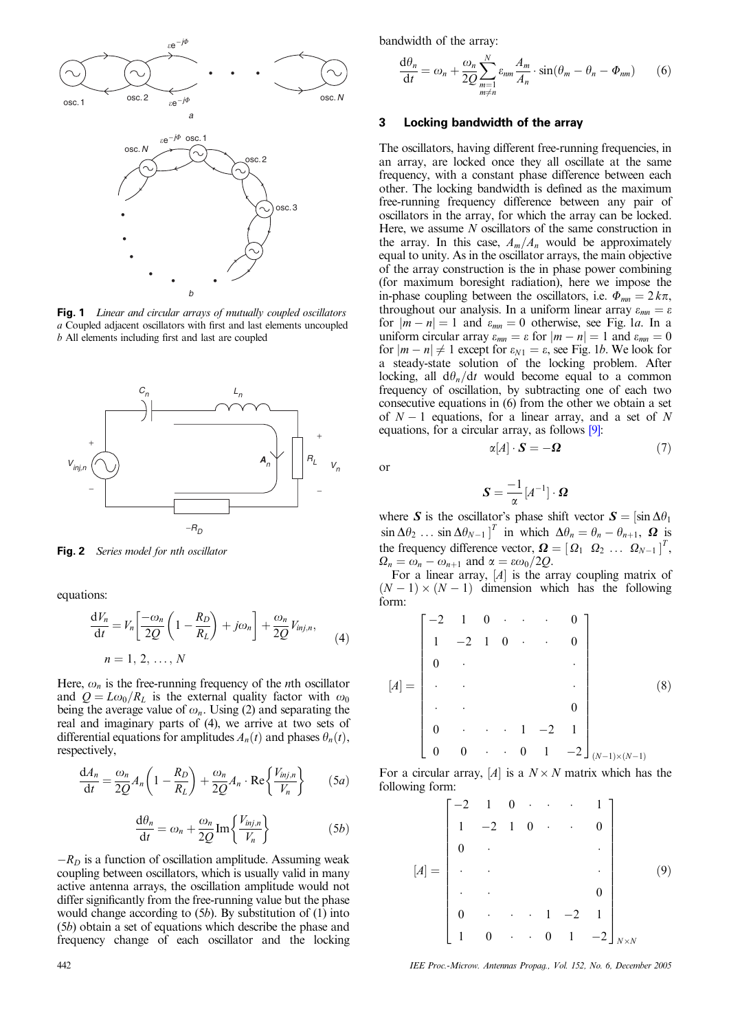**Fig. 1** *Linear and circular arrays of mutually coupled oscillators*
*a* Coupled adjacent oscillators with first and last elements uncoupled
*b* All elements including first and last are coupled

**Fig. 2** *Series model for nth oscillator*

equations:

$$\frac{dV_n}{dt} = V_n\left[\frac{-\omega_n}{2Q}\left(1 - \frac{R_D}{R_L}\right) + j\omega_n\right] + \frac{\omega_n}{2Q}V_{inj,n}, \quad n = 1, 2, \ldots, N \tag{4}$$

Here, $\omega_n$ is the free-running frequency of the $n$th oscillator and $Q = L\omega_0/R_L$ is the external quality factor with $\omega_0$ being the average value of $\omega_n$. Using (2) and separating the real and imaginary parts of (4), we arrive at two sets of differential equations for amplitudes $A_n(t)$ and phases $\theta_n(t)$, respectively,

$$\frac{dA_n}{dt} = \frac{\omega_n}{2Q}A_n\left(1 - \frac{R_D}{R_L}\right) + \frac{\omega_n}{2Q}A_n \cdot \mathrm{Re}\left\{\frac{V_{inj,n}}{V_n}\right\} \tag{5a}$$

$$\frac{d\theta_n}{dt} = \omega_n + \frac{\omega_n}{2Q}\mathrm{Im}\left\{\frac{V_{inj,n}}{V_n}\right\} \tag{5b}$$

$-R_D$ is a function of oscillation amplitude. Assuming weak coupling between oscillators, which is usually valid in many active antenna arrays, the oscillation amplitude would not differ significantly from the free-running value but the phase would change according to (5b). By substitution of (1) into (5b) obtain a set of equations which describe the phase and frequency change of each oscillator and the locking bandwidth of the array:

$$\frac{d\theta_n}{dt} = \omega_n + \frac{\omega_n}{2Q}\sum_{\substack{m=1\\m\neq n}}^{N}\varepsilon_{nm}\frac{A_m}{A_n}\cdot\sin(\theta_m - \theta_n - \Phi_{nm}) \tag{6}$$

## 3 Locking bandwidth of the array

The oscillators, having different free-running frequencies, in an array, are locked once they all oscillate at the same frequency, with a constant phase difference between each other. The locking bandwidth is defined as the maximum free-running frequency difference between any pair of oscillators in the array, for which the array can be locked. Here, we assume $N$ oscillators of the same construction in the array. In this case, $A_m/A_n$ would be approximately equal to unity. As in the oscillator arrays, the main objective of the array construction is the in phase power combining (for maximum boresight radiation), here we impose the in-phase coupling between the oscillators, i.e. $\Phi_{mn} = 2k\pi$, throughout our analysis. In a uniform linear array $\varepsilon_{mn} = \varepsilon$ for $|m - n| = 1$ and $\varepsilon_{mn} = 0$ otherwise, see Fig. 1*a*. In a uniform circular array $\varepsilon_{mn} = \varepsilon$ for $|m - n| = 1$ and $\varepsilon_{mn} = 0$ for $|m - n| \neq 1$ except for $\varepsilon_{N1} = \varepsilon$, see Fig. 1*b*. We look for a steady-state solution of the locking problem. After locking, all $d\theta_n/dt$ would become equal to a common frequency of oscillation, by subtracting one of each two consecutive equations in (6) from the other we obtain a set of $N - 1$ equations, for a linear array, and a set of $N$ equations, for a circular array, as follows [9]:

$$\alpha[A]\cdot\boldsymbol{S} = -\boldsymbol{\Omega} \tag{7}$$

or

$$\boldsymbol{S} = \frac{-1}{\alpha}[A^{-1}]\cdot\boldsymbol{\Omega}$$

where $\boldsymbol{S}$ is the oscillator's phase shift vector $\boldsymbol{S} = [\sin\Delta\theta_1\ \sin\Delta\theta_2\ \ldots\ \sin\Delta\theta_{N-1}]^T$ in which $\Delta\theta_n = \theta_n - \theta_{n+1}$, $\boldsymbol{\Omega}$ is the frequency difference vector, $\boldsymbol{\Omega} = [\Omega_1\ \Omega_2\ \ldots\ \Omega_{N-1}]^T$, $\Omega_n = \omega_n - \omega_{n+1}$ and $\alpha = \varepsilon\omega_0/2Q$.

For a linear array, $[A]$ is the array coupling matrix of $(N-1)\times(N-1)$ dimension which has the following form:

$$[A] = \begin{bmatrix} -2 & 1 & 0 & \cdot & \cdot & \cdot & 0 \\ 1 & -2 & 1 & 0 & \cdot & \cdot & 0 \\ 0 & \cdot & & & & & \cdot \\ \cdot & \cdot & & & & & \cdot \\ \cdot & \cdot & & & & & 0 \\ 0 & \cdot & \cdot & \cdot & 1 & -2 & 1 \\ 0 & 0 & \cdot & \cdot & 0 & 1 & -2 \end{bmatrix}_{(N-1)\times(N-1)} \tag{8}$$

For a circular array, $[A]$ is a $N\times N$ matrix which has the following form:

$$[A] = \begin{bmatrix} -2 & 1 & 0 & \cdot & \cdot & \cdot & 1 \\ 1 & -2 & 1 & 0 & \cdot & \cdot & 0 \\ 0 & \cdot & & & & & \cdot \\ \cdot & \cdot & & & & & \cdot \\ \cdot & \cdot & & & & & 0 \\ 0 & \cdot & \cdot & \cdot & 1 & -2 & 1 \\ 1 & 0 & \cdot & \cdot & 0 & 1 & -2 \end{bmatrix}_{N\times N} \tag{9}$$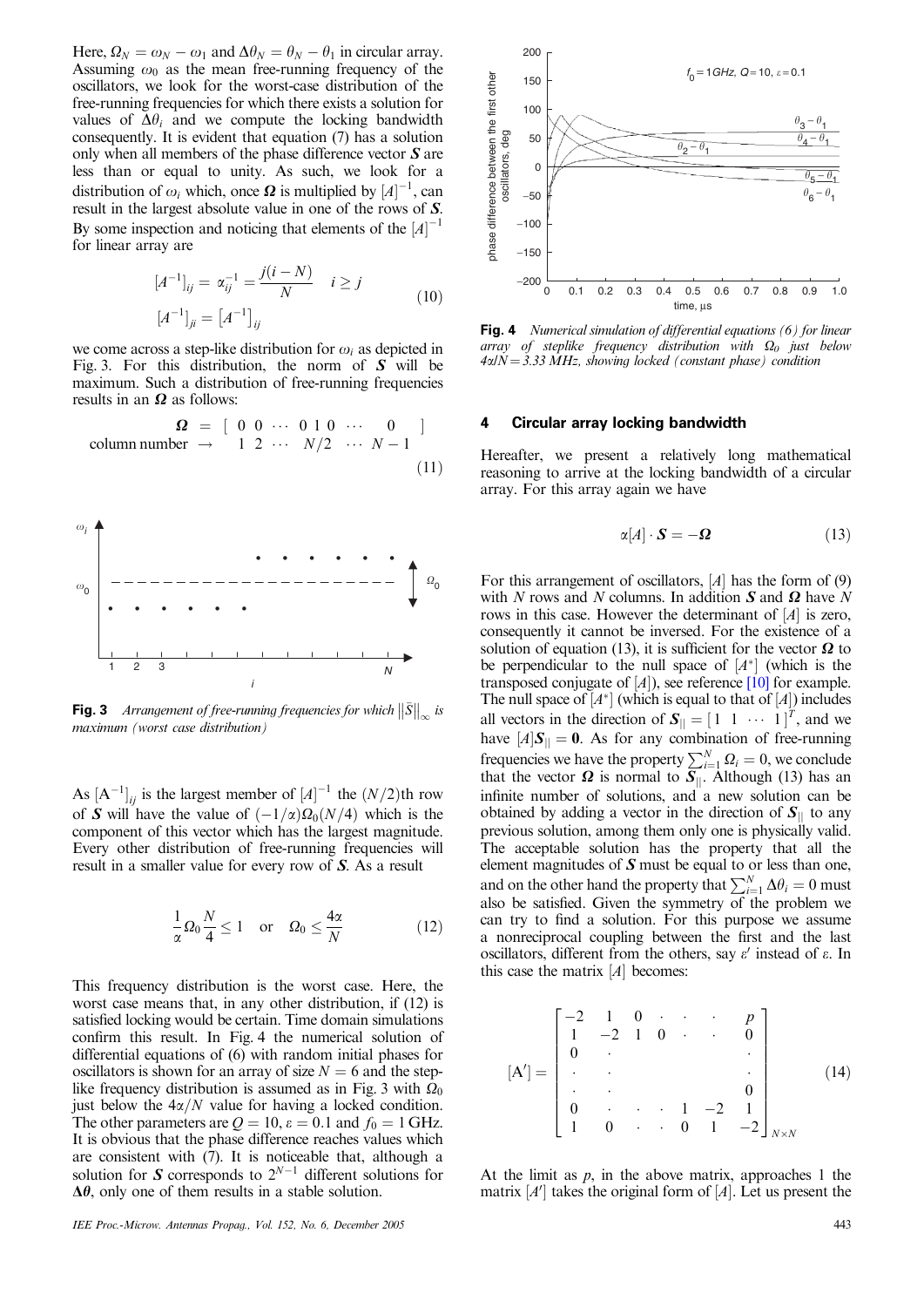Here, $\Omega_N = \omega_N - \omega_1$ and $\Delta\theta_N = \theta_N - \theta_1$ in circular array. Assuming $\omega_0$ as the mean free-running frequency of the oscillators, we look for the worst-case distribution of the free-running frequencies for which there exists a solution for values of $\Delta\theta_i$ and we compute the locking bandwidth consequently. It is evident that equation (7) has a solution only when all members of the phase difference vector $\boldsymbol{S}$ are less than or equal to unity. As such, we look for a distribution of $\omega_i$ which, once $\boldsymbol{\Omega}$ is multiplied by $[A]^{-1}$, can result in the largest absolute value in one of the rows of $\boldsymbol{S}$. By some inspection and noticing that elements of the $[A]^{-1}$ for linear array are

$$[A^{-1}]_{ij} = \alpha_{ij}^{-1} = \frac{j(i-N)}{N} \quad i \geq j$$
$$[A^{-1}]_{ji} = [A^{-1}]_{ij} \tag{10}$$

we come across a step-like distribution for $\omega_i$ as depicted in Fig. 3. For this distribution, the norm of $\boldsymbol{S}$ will be maximum. Such a distribution of free-running frequencies results in an $\boldsymbol{\Omega}$ as follows:

$$\begin{matrix} \boldsymbol{\Omega} & = & [\ 0 & 0 & \cdots & 0 & 1 & 0 & \cdots & 0 & ] \\ \text{column number} & \rightarrow & & 1 & 2 & \cdots & N/2 & \cdots & N-1 & \end{matrix} \tag{11}$$

Fig. 3 *Arrangement of free-running frequencies for which $\|\bar{S}\|_\infty$ is maximum (worst case distribution)*

As $[A^{-1}]_{ij}$ is the largest member of $[A]^{-1}$ the $(N/2)$th row of $\boldsymbol{S}$ will have the value of $(-1/\alpha)\Omega_0(N/4)$ which is the component of this vector which has the largest magnitude. Every other distribution of free-running frequencies will result in a smaller value for every row of $\boldsymbol{S}$. As a result

$$\frac{1}{\alpha}\Omega_0\frac{N}{4} \leq 1 \quad \text{or} \quad \Omega_0 \leq \frac{4\alpha}{N} \tag{12}$$

This frequency distribution is the worst case. Here, the worst case means that, in any other distribution, if (12) is satisfied locking would be certain. Time domain simulations confirm this result. In Fig. 4 the numerical solution of differential equations of (6) with random initial phases for oscillators is shown for an array of size $N = 6$ and the step-like frequency distribution is assumed as in Fig. 3 with $\Omega_0$ just below the $4\alpha/N$ value for having a locked condition. The other parameters are $Q = 10$, $\varepsilon = 0.1$ and $f_0 = 1$ GHz. It is obvious that the phase difference reaches values which are consistent with (7). It is noticeable that, although a solution for $\boldsymbol{S}$ corresponds to $2^{N-1}$ different solutions for $\boldsymbol{\Delta\theta}$, only one of them results in a stable solution.

Fig. 4 *Numerical simulation of differential equations (6) for linear array of steplike frequency distribution with $\Omega_0$ just below $4\alpha/N = 3.33$ MHz, showing locked (constant phase) condition*

## 4 Circular array locking bandwidth

Hereafter, we present a relatively long mathematical reasoning to arrive at the locking bandwidth of a circular array. For this array again we have

$$\alpha[A] \cdot \boldsymbol{S} = -\boldsymbol{\Omega} \tag{13}$$

For this arrangement of oscillators, $[A]$ has the form of (9) with $N$ rows and $N$ columns. In addition $\boldsymbol{S}$ and $\boldsymbol{\Omega}$ have $N$ rows in this case. However the determinant of $[A]$ is zero, consequently it cannot be inversed. For the existence of a solution of equation (13), it is sufficient for the vector $\boldsymbol{\Omega}$ to be perpendicular to the null space of $[A^*]$ (which is the transposed conjugate of $[A]$), see reference [10] for example. The null space of $[A^*]$ (which is equal to that of $[A]$) includes all vectors in the direction of $\boldsymbol{S}_{\|} = [1\ \ 1\ \ \cdots\ \ 1]^T$, and we have $[A]\boldsymbol{S}_{\|} = \boldsymbol{0}$. As for any combination of free-running frequencies we have the property $\sum_{i=1}^{N} \Omega_i = 0$, we conclude that the vector $\boldsymbol{\Omega}$ is normal to $\boldsymbol{S}_{\|}$. Although (13) has an infinite number of solutions, and a new solution can be obtained by adding a vector in the direction of $\boldsymbol{S}_{\|}$ to any previous solution, among them only one is physically valid. The acceptable solution has the property that all the element magnitudes of $\boldsymbol{S}$ must be equal to or less than one, and on the other hand the property that $\sum_{i=1}^{N} \Delta\theta_i = 0$ must also be satisfied. Given the symmetry of the problem we can try to find a solution. For this purpose we assume a nonreciprocal coupling between the first and the last oscillators, different from the others, say $\varepsilon'$ instead of $\varepsilon$. In this case the matrix $[A]$ becomes:

$$[A'] = \begin{bmatrix} -2 & 1 & 0 & \cdot & \cdot & \cdot & p \\ 1 & -2 & 1 & 0 & \cdot & \cdot & 0 \\ 0 & \cdot & & & & & \cdot \\ \cdot & \cdot & & & & & \cdot \\ \cdot & \cdot & & & & & 0 \\ 0 & \cdot & \cdot & \cdot & 1 & -2 & 1 \\ 1 & 0 & \cdot & \cdot & 0 & 1 & -2 \end{bmatrix}_{N \times N} \tag{14}$$

At the limit as $p$, in the above matrix, approaches 1 the matrix $[A']$ takes the original form of $[A]$. Let us present the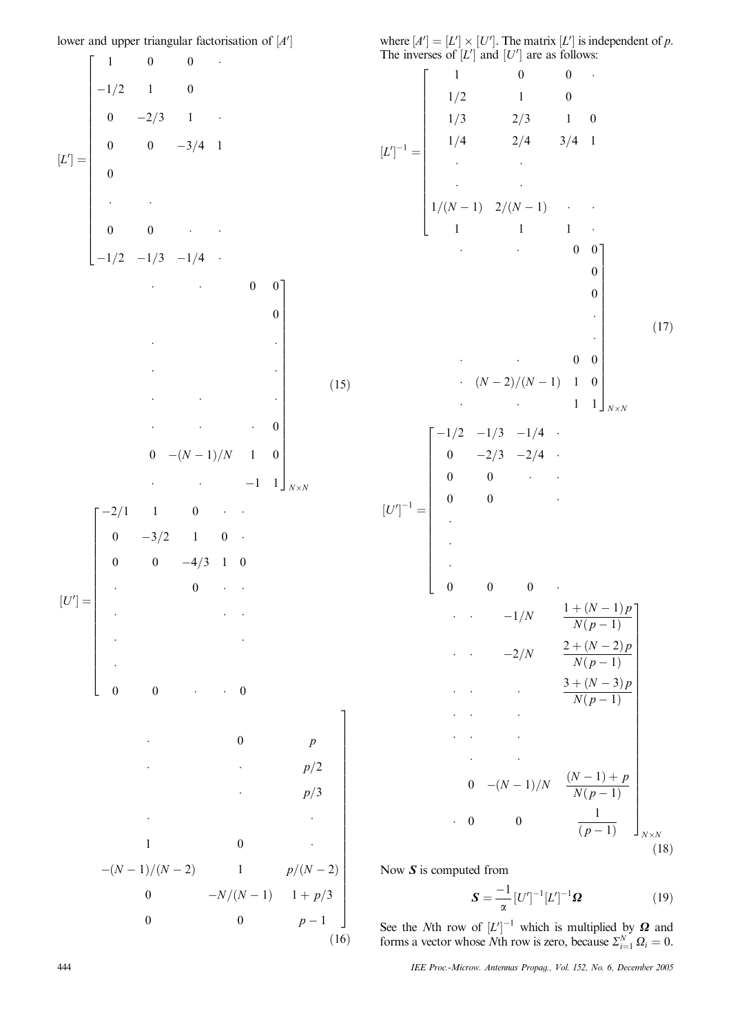lower and upper triangular factorisation of $[A']$

$$
[L'] = \begin{bmatrix}
1 & 0 & 0 & \cdot & \cdot & \cdot & 0 & 0 \\
-1/2 & 1 & 0 & & & & & 0 \\
0 & -2/3 & 1 & \cdot & \cdot & & & \cdot \\
0 & 0 & -3/4 & 1 & \cdot & & & \cdot \\
0 & & & & \cdot & \cdot & & \cdot \\
\cdot & \cdot & & & \cdot & \cdot & \cdot & 0 \\
0 & 0 & \cdot & \cdot & 0 & -(N-1)/N & 1 & 0 \\
-1/2 & -1/3 & -1/4 & \cdot & \cdot & \cdot & -1 & 1
\end{bmatrix}_{N\times N} \tag{15}
$$

$$
[U'] = \begin{bmatrix}
-2/1 & 1 & 0 & \cdot & \cdot & \cdot & 0 & p \\
0 & -3/2 & 1 & 0 & \cdot & \cdot & \cdot & p/2 \\
0 & 0 & -4/3 & 1 & 0 & & \cdot & p/3 \\
\cdot & & 0 & \cdot & \cdot & \cdot & & \cdot \\
\cdot & & & \cdot & \cdot & 1 & 0 & \cdot \\
\cdot & & & & \cdot & -(N-1)/(N-2) & 1 & p/(N-2) \\
\cdot & & & & & 0 & -N/(N-1) & 1+p/3 \\
0 & 0 & \cdot & \cdot & 0 & 0 & 0 & p-1
\end{bmatrix} \tag{16}
$$

where $[A'] = [L'] \times [U']$. The matrix $[L']$ is independent of $p$. The inverses of $[L']$ and $[U']$ are as follows:

$$
[L']^{-1} = \begin{bmatrix}
1 & 0 & 0 & \cdot & \cdot & \cdot & 0 & 0 \\
1/2 & 1 & 0 & & & & & 0 \\
1/3 & 2/3 & 1 & 0 & & & & 0 \\
1/4 & 2/4 & 3/4 & 1 & & & & \cdot \\
\cdot & \cdot & & & & & & \cdot \\
\cdot & \cdot & & & \cdot & \cdot & 0 & 0 \\
1/(N-1) & 2/(N-1) & \cdot & \cdot & \cdot & (N-2)/(N-1) & 1 & 0 \\
1 & 1 & 1 & \cdot & \cdot & \cdot & 1 & 1
\end{bmatrix}_{N\times N} \tag{17}
$$

$$
[U']^{-1} = \begin{bmatrix}
-1/2 & -1/3 & -1/4 & \cdot & \cdot & \cdot & -1/N & \frac{1+(N-1)p}{N(p-1)} \\
0 & -2/3 & -2/4 & \cdot & \cdot & \cdot & -2/N & \frac{2+(N-2)p}{N(p-1)} \\
0 & 0 & \cdot & \cdot & \cdot & \cdot & \cdot & \frac{3+(N-3)p}{N(p-1)} \\
0 & 0 & & \cdot & \cdot & \cdot & \cdot & \\
\cdot & & & & \cdot & \cdot & \cdot & \\
\cdot & & & & & \cdot & \cdot & \\
\cdot & & & & & 0 & -(N-1)/N & \frac{(N-1)+p}{N(p-1)} \\
0 & 0 & 0 & \cdot & \cdot & 0 & 0 & \frac{1}{(p-1)}
\end{bmatrix}_{N\times N} \tag{18}
$$

Now $\boldsymbol{S}$ is computed from

$$
\boldsymbol{S} = \frac{-1}{\alpha}[U']^{-1}[L']^{-1}\boldsymbol{\Omega} \tag{19}
$$

See the $N$th row of $[L']^{-1}$ which is multiplied by $\boldsymbol{\Omega}$ and forms a vector whose $N$th row is zero, because $\Sigma_{i=1}^{N}\Omega_i = 0$.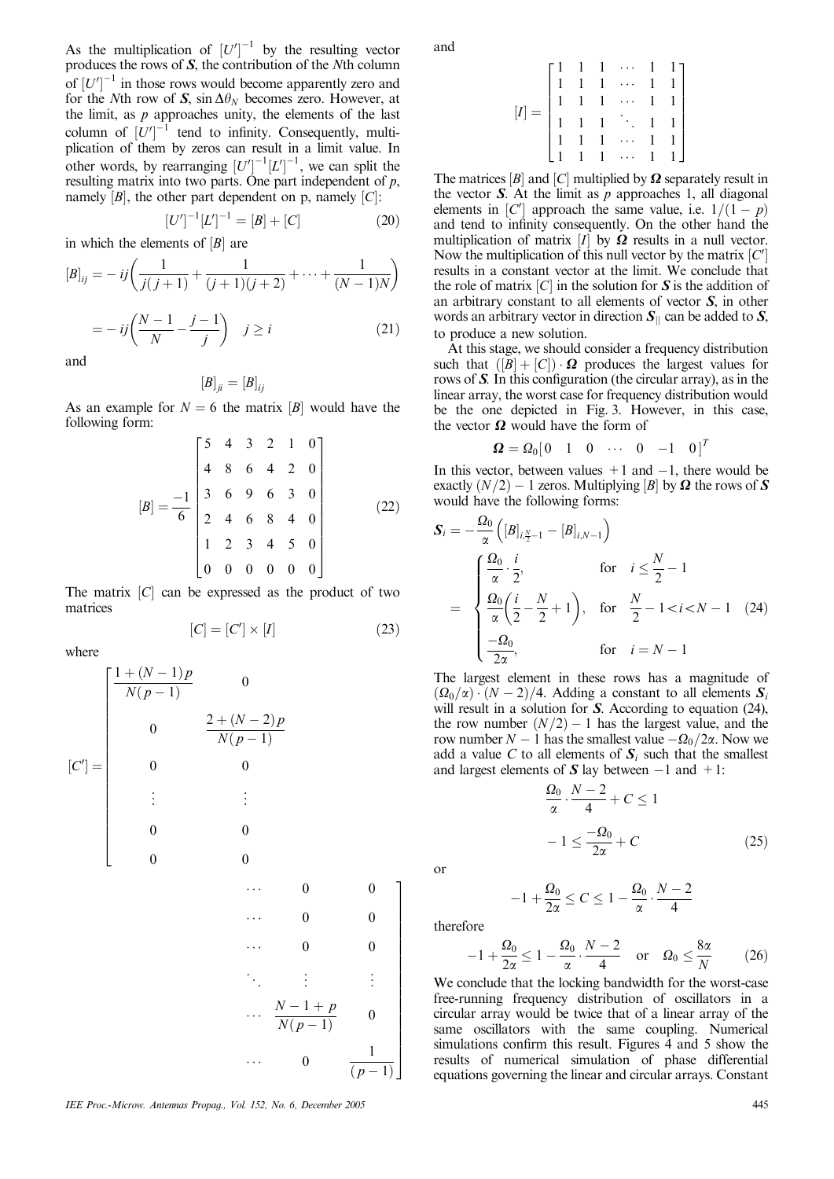As the multiplication of $[U']^{-1}$ by the resulting vector produces the rows of $\boldsymbol{S}$, the contribution of the $N$th column of $[U']^{-1}$ in those rows would become apparently zero and for the $N$th row of $\boldsymbol{S}$, $\sin\Delta\theta_N$ becomes zero. However, at the limit, as $p$ approaches unity, the elements of the last column of $[U']^{-1}$ tend to infinity. Consequently, multiplication of them by zeros can result in a limit value. In other words, by rearranging $[U']^{-1}[L']^{-1}$, we can split the resulting matrix into two parts. One part independent of $p$, namely $[B]$, the other part dependent on p, namely $[C]$:

$$[U']^{-1}[L']^{-1} = [B] + [C] \tag{20}$$

in which the elements of $[B]$ are

$$[B]_{ij} = -ij\left(\frac{1}{j(j+1)} + \frac{1}{(j+1)(j+2)} + \cdots + \frac{1}{(N-1)N}\right)$$

$$= -ij\left(\frac{N-1}{N} - \frac{j-1}{j}\right) \quad j \geq i \tag{21}$$

and

$$[B]_{ji} = [B]_{ij}$$

As an example for $N = 6$ the matrix $[B]$ would have the following form:

$$[B] = \frac{-1}{6}\begin{bmatrix} 5 & 4 & 3 & 2 & 1 & 0 \\ 4 & 8 & 6 & 4 & 2 & 0 \\ 3 & 6 & 9 & 6 & 3 & 0 \\ 2 & 4 & 6 & 8 & 4 & 0 \\ 1 & 2 & 3 & 4 & 5 & 0 \\ 0 & 0 & 0 & 0 & 0 & 0 \end{bmatrix} \tag{22}$$

The matrix $[C]$ can be expressed as the product of two matrices

$$[C] = [C'] \times [I] \tag{23}$$

where

$$[C'] = \begin{bmatrix} \frac{1+(N-1)p}{N(p-1)} & 0 & \cdots & 0 & 0 \\ 0 & \frac{2+(N-2)p}{N(p-1)} & \cdots & 0 & 0 \\ 0 & 0 & \cdots & 0 & 0 \\ \vdots & \vdots & \ddots & \vdots & \vdots \\ 0 & 0 & \cdots & \frac{N-1+p}{N(p-1)} & 0 \\ 0 & 0 & \cdots & 0 & \frac{1}{(p-1)} \end{bmatrix}$$

and

$$[I] = \begin{bmatrix} 1 & 1 & 1 & \cdots & 1 & 1 \\ 1 & 1 & 1 & \cdots & 1 & 1 \\ 1 & 1 & 1 & \cdots & 1 & 1 \\ 1 & 1 & 1 & \ddots & 1 & 1 \\ 1 & 1 & 1 & \cdots & 1 & 1 \\ 1 & 1 & 1 & \cdots & 1 & 1 \end{bmatrix}$$

The matrices $[B]$ and $[C]$ multiplied by $\boldsymbol{\Omega}$ separately result in the vector $\boldsymbol{S}$. At the limit as $p$ approaches 1, all diagonal elements in $[C']$ approach the same value, i.e. $1/(1-p)$ and tend to infinity consequently. On the other hand the multiplication of matrix $[I]$ by $\boldsymbol{\Omega}$ results in a null vector. Now the multiplication of this null vector by the matrix $[C']$ results in a constant vector at the limit. We conclude that the role of matrix $[C]$ in the solution for $\boldsymbol{S}$ is the addition of an arbitrary constant to all elements of vector $\boldsymbol{S}$, in other words an arbitrary vector in direction $\boldsymbol{S}_{\|}$ can be added to $\boldsymbol{S}$, to produce a new solution.

At this stage, we should consider a frequency distribution such that $([B]+[C]) \cdot \boldsymbol{\Omega}$ produces the largest values for rows of $\boldsymbol{S}$. In this configuration (the circular array), as in the linear array, the worst case for frequency distribution would be the one depicted in Fig. 3. However, in this case, the vector $\boldsymbol{\Omega}$ would have the form of

$$\boldsymbol{\Omega} = \Omega_0[0 \quad 1 \quad 0 \quad \cdots \quad 0 \quad -1 \quad 0]^T$$

In this vector, between values $+1$ and $-1$, there would be exactly $(N/2)-1$ zeros. Multiplying $[B]$ by $\boldsymbol{\Omega}$ the rows of $\boldsymbol{S}$ would have the following forms:

$$\boldsymbol{S}_i = -\frac{\Omega_0}{\alpha}\left([B]_{i,\frac{N}{2}-1} - [B]_{i,N-1}\right)$$

$$= \begin{cases} \dfrac{\Omega_0}{\alpha}\cdot\dfrac{i}{2}, & \text{for} \quad i \leq \dfrac{N}{2}-1 \\ \dfrac{\Omega_0}{\alpha}\left(\dfrac{i}{2} - \dfrac{N}{2} + 1\right), & \text{for} \quad \dfrac{N}{2}-1 < i < N-1 \\ \dfrac{-\Omega_0}{2\alpha}, & \text{for} \quad i = N-1 \end{cases} \tag{24}$$

The largest element in these rows has a magnitude of $(\Omega_0/\alpha)\cdot(N-2)/4$. Adding a constant to all elements $\boldsymbol{S}_i$ will result in a solution for $\boldsymbol{S}$. According to equation (24), the row number $(N/2)-1$ has the largest value, and the row number $N-1$ has the smallest value $-\Omega_0/2\alpha$. Now we add a value $C$ to all elements of $\boldsymbol{S}_i$ such that the smallest and largest elements of $\boldsymbol{S}$ lay between $-1$ and $+1$:

$$\frac{\Omega_0}{\alpha}\cdot\frac{N-2}{4} + C \leq 1$$

$$-1 \leq \frac{-\Omega_0}{2\alpha} + C \tag{25}$$

or

$$-1 + \frac{\Omega_0}{2\alpha} \leq C \leq 1 - \frac{\Omega_0}{\alpha}\cdot\frac{N-2}{4}$$

therefore

$$-1 + \frac{\Omega_0}{2\alpha} \leq 1 - \frac{\Omega_0}{\alpha}\cdot\frac{N-2}{4} \quad \text{or} \quad \Omega_0 \leq \frac{8\alpha}{N} \tag{26}$$

We conclude that the locking bandwidth for the worst-case free-running frequency distribution of oscillators in a circular array would be twice that of a linear array of the same oscillators with the same coupling. Numerical simulations confirm this result. Figures 4 and 5 show the results of numerical simulation of phase differential equations governing the linear and circular arrays. Constant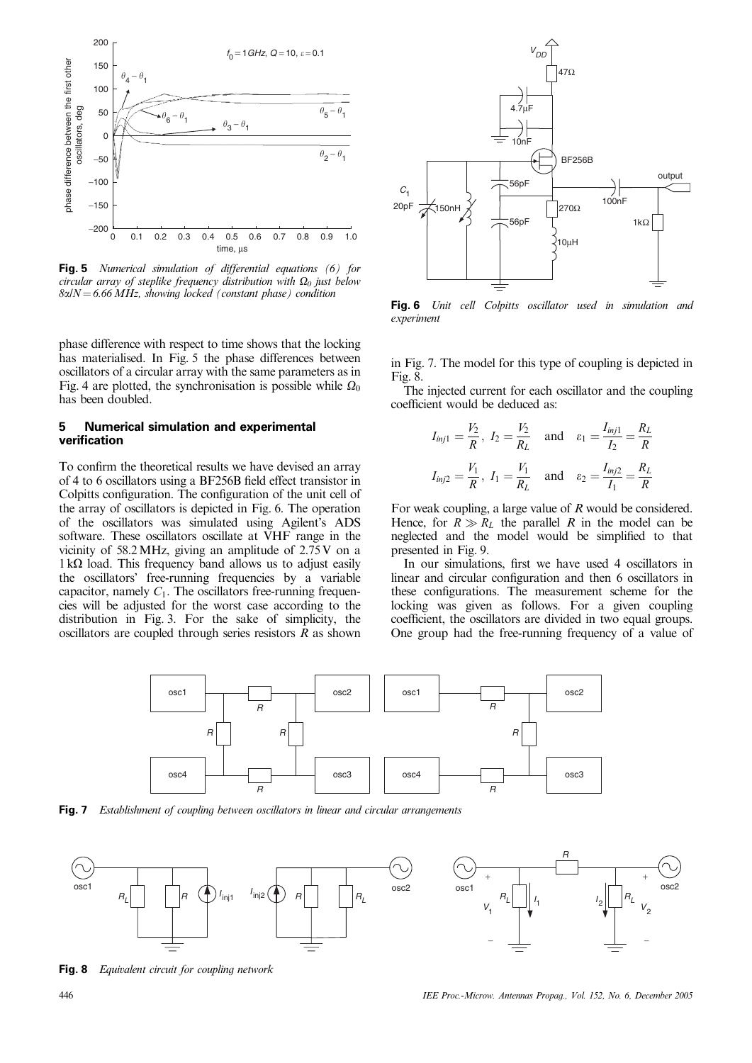**Fig. 5** *Numerical simulation of differential equations (6) for circular array of steplike frequency distribution with $\Omega_0$ just below $8\varepsilon/N = 6.66$ MHz, showing locked (constant phase) condition*

phase difference with respect to time shows that the locking has materialised. In Fig. 5 the phase differences between oscillators of a circular array with the same parameters as in Fig. 4 are plotted, the synchronisation is possible while $\Omega_0$ has been doubled.

## 5 Numerical simulation and experimental verification

To confirm the theoretical results we have devised an array of 4 to 6 oscillators using a BF256B field effect transistor in Colpitts configuration. The configuration of the unit cell of the array of oscillators is depicted in Fig. 6. The operation of the oscillators was simulated using Agilent's ADS software. These oscillators oscillate at VHF range in the vicinity of 58.2 MHz, giving an amplitude of 2.75 V on a 1 kΩ load. This frequency band allows us to adjust easily the oscillators' free-running frequencies by a variable capacitor, namely $C_1$. The oscillators free-running frequencies will be adjusted for the worst case according to the distribution in Fig. 3. For the sake of simplicity, the oscillators are coupled through series resistors $R$ as shown in Fig. 7. The model for this type of coupling is depicted in Fig. 8.

**Fig. 6** *Unit cell Colpitts oscillator used in simulation and experiment*

The injected current for each oscillator and the coupling coefficient would be deduced as:

$$I_{inj1} = \frac{V_2}{R},\ I_2 = \frac{V_2}{R_L} \quad \text{and} \quad \varepsilon_1 = \frac{I_{inj1}}{I_2} = \frac{R_L}{R}$$

$$I_{inj2} = \frac{V_1}{R},\ I_1 = \frac{V_1}{R_L} \quad \text{and} \quad \varepsilon_2 = \frac{I_{inj2}}{I_1} = \frac{R_L}{R}$$

For weak coupling, a large value of $R$ would be considered. Hence, for $R \gg R_L$ the parallel $R$ in the model can be neglected and the model would be simplified to that presented in Fig. 9.

In our simulations, first we have used 4 oscillators in linear and circular configuration and then 6 oscillators in these configurations. The measurement scheme for the locking was given as follows. For a given coupling coefficient, the oscillators are divided in two equal groups. One group had the free-running frequency of a value of

**Fig. 7** *Establishment of coupling between oscillators in linear and circular arrangements*

**Fig. 8** *Equivalent circuit for coupling network*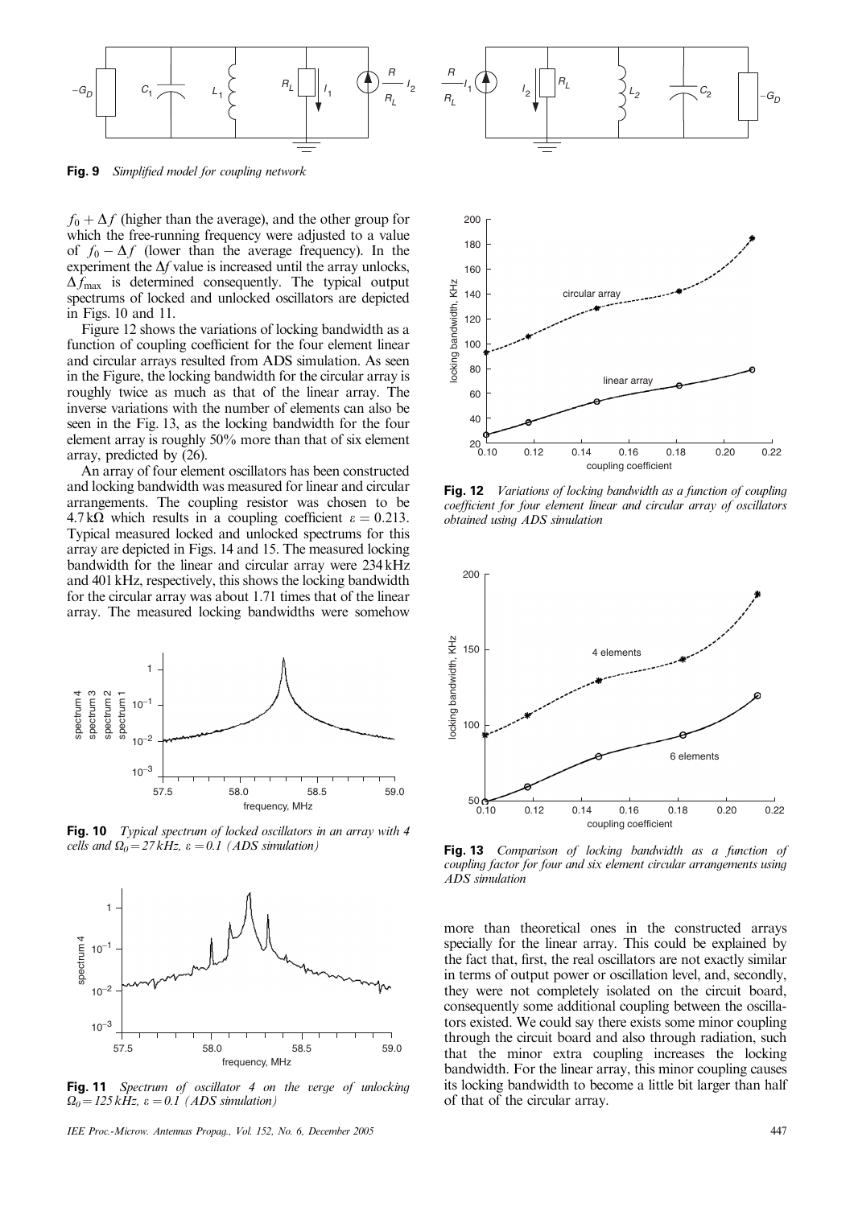**Fig. 9** *Simplified model for coupling network*

$f_0 + \Delta f$ (higher than the average), and the other group for which the free-running frequency were adjusted to a value of $f_0 - \Delta f$ (lower than the average frequency). In the experiment the $\Delta f$ value is increased until the array unlocks, $\Delta f_{max}$ is determined consequently. The typical output spectrums of locked and unlocked oscillators are depicted in Figs. 10 and 11.

Figure 12 shows the variations of locking bandwidth as a function of coupling coefficient for the four element linear and circular arrays resulted from ADS simulation. As seen in the Figure, the locking bandwidth for the circular array is roughly twice as much as that of the linear array. The inverse variations with the number of elements can also be seen in the Fig. 13, as the locking bandwidth for the four element array is roughly 50% more than that of six element array, predicted by (26).

An array of four element oscillators has been constructed and locking bandwidth was measured for linear and circular arrangements. The coupling resistor was chosen to be $4.7\,k\Omega$ which results in a coupling coefficient $\varepsilon = 0.213$. Typical measured locked and unlocked spectrums for this array are depicted in Figs. 14 and 15. The measured locking bandwidth for the linear and circular array were 234 kHz and 401 kHz, respectively, this shows the locking bandwidth for the circular array was about 1.71 times that of the linear array. The measured locking bandwidths were somehow more than theoretical ones in the constructed arrays specially for the linear array. This could be explained by the fact that, first, the real oscillators are not exactly similar in terms of output power or oscillation level, and, secondly, they were not completely isolated on the circuit board, consequently some additional coupling between the oscillators existed. We could say there exists some minor coupling through the circuit board and also through radiation, such that the minor extra coupling increases the locking bandwidth. For the linear array, this minor coupling causes its locking bandwidth to become a little bit larger than half of that of the circular array.

**Fig. 10** *Typical spectrum of locked oscillators in an array with 4 cells and $\Omega_0 = 27\,kHz$, $\varepsilon = 0.1$ (ADS simulation)*

**Fig. 11** *Spectrum of oscillator 4 on the verge of unlocking $\Omega_0 = 125\,kHz$, $\varepsilon = 0.1$ (ADS simulation)*

**Fig. 12** *Variations of locking bandwidth as a function of coupling coefficient for four element linear and circular array of oscillators obtained using ADS simulation*

**Fig. 13** *Comparison of locking bandwidth as a function of coupling factor for four and six element circular arrangements using ADS simulation*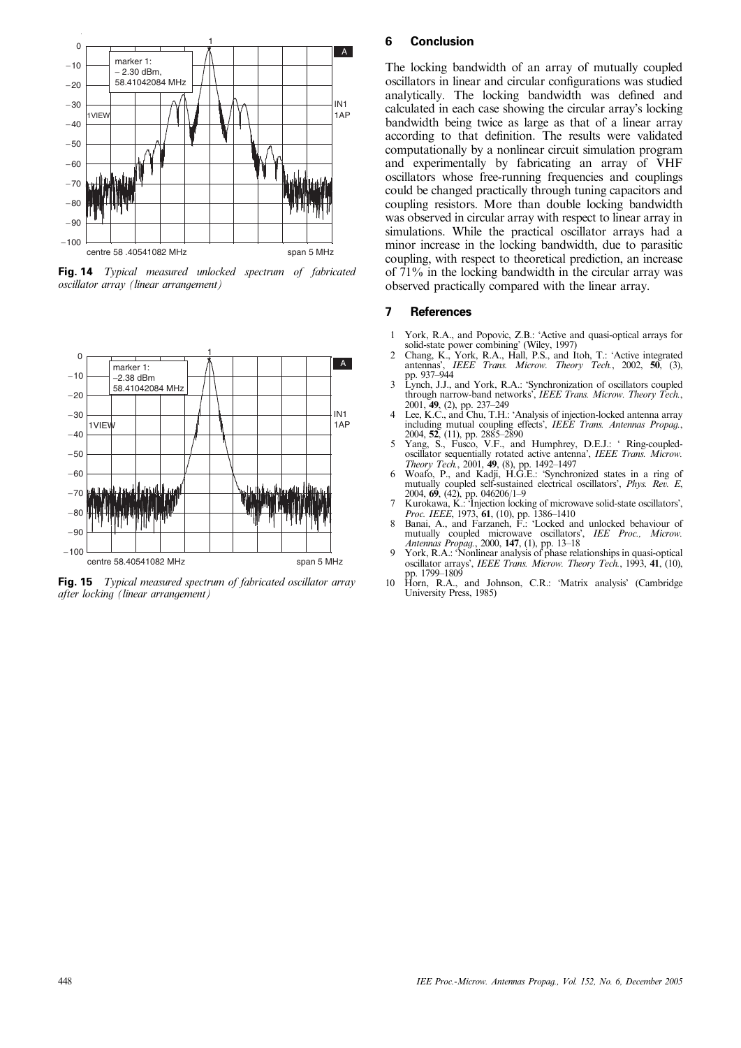0
−10
−20
−30
−40
−50
−60
−70
−80
−90
−100

marker 1:
− 2.30 dBm,
58.41042084 MHz

1

A

IN1
1AP

1VIEW

centre 58 .40541082 MHz

span 5 MHz

**Fig. 14** *Typical measured unlocked spectrum of fabricated oscillator array (linear arrangement)*

0
−10
−20
−30
−40
−50
−60
−70
−80
−90
−100

marker 1:
−2.38 dBm
58.41042084 MHz

1

A

IN1
1AP

1VIEW

centre 58.40541082 MHz

span 5 MHz

**Fig. 15** *Typical measured spectrum of fabricated oscillator array after locking (linear arrangement)*

## 6 Conclusion

The locking bandwidth of an array of mutually coupled oscillators in linear and circular configurations was studied analytically. The locking bandwidth was defined and calculated in each case showing the circular array's locking bandwidth being twice as large as that of a linear array according to that definition. The results were validated computationally by a nonlinear circuit simulation program and experimentally by fabricating an array of VHF oscillators whose free-running frequencies and couplings could be changed practically through tuning capacitors and coupling resistors. More than double locking bandwidth was observed in circular array with respect to linear array in simulations. While the practical oscillator arrays had a minor increase in the locking bandwidth, due to parasitic coupling, with respect to theoretical prediction, an increase of 71% in the locking bandwidth in the circular array was observed practically compared with the linear array.

## 7 References

1. York, R.A., and Popovic, Z.B.: 'Active and quasi-optical arrays for solid-state power combining' (Wiley, 1997)
2. Chang, K., York, R.A., Hall, P.S., and Itoh, T.: 'Active integrated antennas', *IEEE Trans. Microw. Theory Tech.*, 2002, **50**, (3), pp. 937–944
3. Lynch, J.J., and York, R.A.: 'Synchronization of oscillators coupled through narrow-band networks', *IEEE Trans. Microw. Theory Tech.*, 2001, **49**, (2), pp. 237–249
4. Lee, K.C., and Chu, T.H.: 'Analysis of injection-locked antenna array including mutual coupling effects', *IEEE Trans. Antennas Propag.*, 2004, **52**, (11), pp. 2885–2890
5. Yang, S., Fusco, V.F., and Humphrey, D.E.J.: ' Ring-coupled-oscillator sequentially rotated active antenna', *IEEE Trans. Microw. Theory Tech.*, 2001, **49**, (8), pp. 1492–1497
6. Woafo, P., and Kadji, H.G.E.: 'Synchronized states in a ring of mutually coupled self-sustained electrical oscillators', *Phys. Rev. E*, 2004, **69**, (42), pp. 046206/1–9
7. Kurokawa, K.: 'Injection locking of microwave solid-state oscillators', *Proc. IEEE*, 1973, **61**, (10), pp. 1386–1410
8. Banai, A., and Farzaneh, F.: 'Locked and unlocked behaviour of mutually coupled microwave oscillators', *IEE Proc., Microw. Antennas Propag.*, 2000, **147**, (1), pp. 13–18
9. York, R.A.: 'Nonlinear analysis of phase relationships in quasi-optical oscillator arrays', *IEEE Trans. Microw. Theory Tech.*, 1993, **41**, (10), pp. 1799–1809
10. Horn, R.A., and Johnson, C.R.: 'Matrix analysis' (Cambridge University Press, 1985)